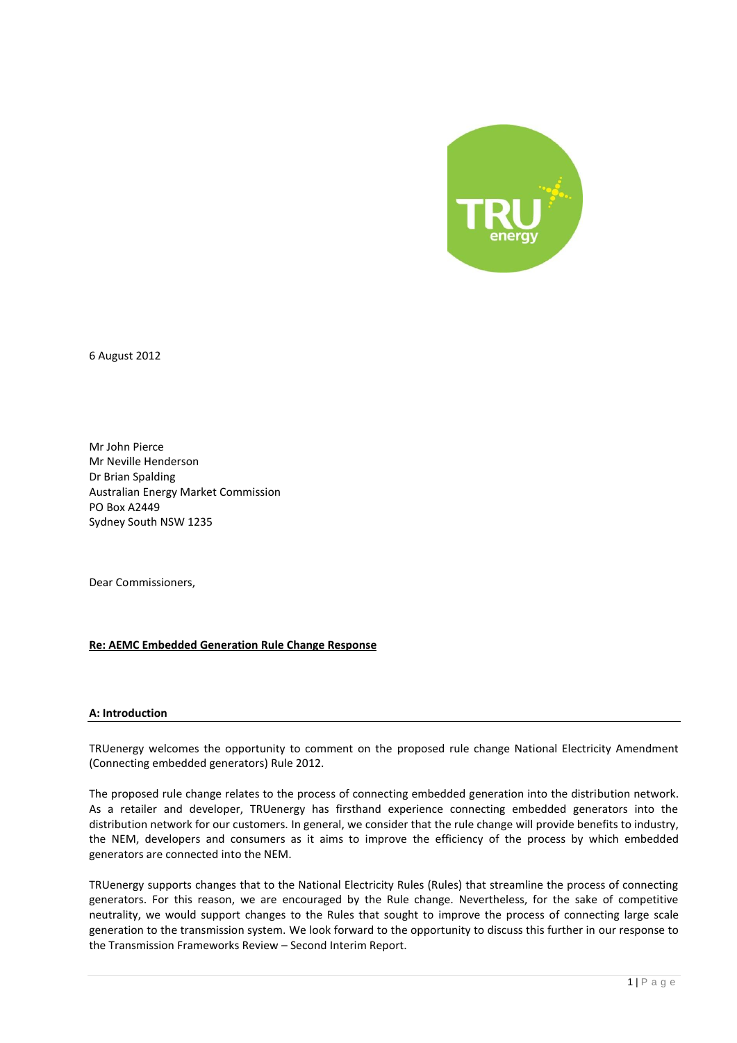6 August 2012

Mr John Pierce
Mr Neville Henderson
Dr Brian Spalding
Australian Energy Market Commission
PO Box A2449
Sydney South NSW 1235

Dear Commissioners,

**Re: AEMC Embedded Generation Rule Change Response**

**A: Introduction**

TRUenergy welcomes the opportunity to comment on the proposed rule change National Electricity Amendment (Connecting embedded generators) Rule 2012.

The proposed rule change relates to the process of connecting embedded generation into the distribution network. As a retailer and developer, TRUenergy has firsthand experience connecting embedded generators into the distribution network for our customers. In general, we consider that the rule change will provide benefits to industry, the NEM, developers and consumers as it aims to improve the efficiency of the process by which embedded generators are connected into the NEM.

TRUenergy supports changes that to the National Electricity Rules (Rules) that streamline the process of connecting generators. For this reason, we are encouraged by the Rule change. Nevertheless, for the sake of competitive neutrality, we would support changes to the Rules that sought to improve the process of connecting large scale generation to the transmission system. We look forward to the opportunity to discuss this further in our response to the Transmission Frameworks Review – Second Interim Report.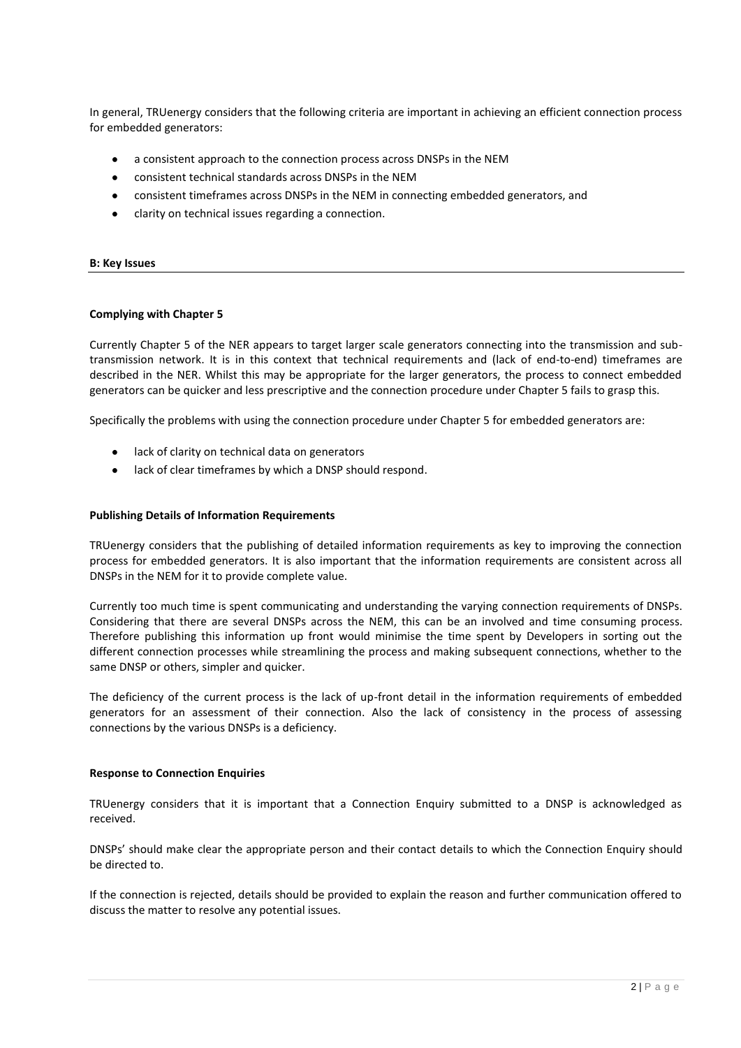In general, TRUenergy considers that the following criteria are important in achieving an efficient connection process for embedded generators:

- a consistent approach to the connection process across DNSPs in the NEM
- consistent technical standards across DNSPs in the NEM
- consistent timeframes across DNSPs in the NEM in connecting embedded generators, and
- clarity on technical issues regarding a connection.

## B: Key Issues

### Complying with Chapter 5

Currently Chapter 5 of the NER appears to target larger scale generators connecting into the transmission and sub-transmission network. It is in this context that technical requirements and (lack of end-to-end) timeframes are described in the NER. Whilst this may be appropriate for the larger generators, the process to connect embedded generators can be quicker and less prescriptive and the connection procedure under Chapter 5 fails to grasp this.

Specifically the problems with using the connection procedure under Chapter 5 for embedded generators are:

- lack of clarity on technical data on generators
- lack of clear timeframes by which a DNSP should respond.

### Publishing Details of Information Requirements

TRUenergy considers that the publishing of detailed information requirements as key to improving the connection process for embedded generators. It is also important that the information requirements are consistent across all DNSPs in the NEM for it to provide complete value.

Currently too much time is spent communicating and understanding the varying connection requirements of DNSPs. Considering that there are several DNSPs across the NEM, this can be an involved and time consuming process. Therefore publishing this information up front would minimise the time spent by Developers in sorting out the different connection processes while streamlining the process and making subsequent connections, whether to the same DNSP or others, simpler and quicker.

The deficiency of the current process is the lack of up-front detail in the information requirements of embedded generators for an assessment of their connection. Also the lack of consistency in the process of assessing connections by the various DNSPs is a deficiency.

### Response to Connection Enquiries

TRUenergy considers that it is important that a Connection Enquiry submitted to a DNSP is acknowledged as received.

DNSPs' should make clear the appropriate person and their contact details to which the Connection Enquiry should be directed to.

If the connection is rejected, details should be provided to explain the reason and further communication offered to discuss the matter to resolve any potential issues.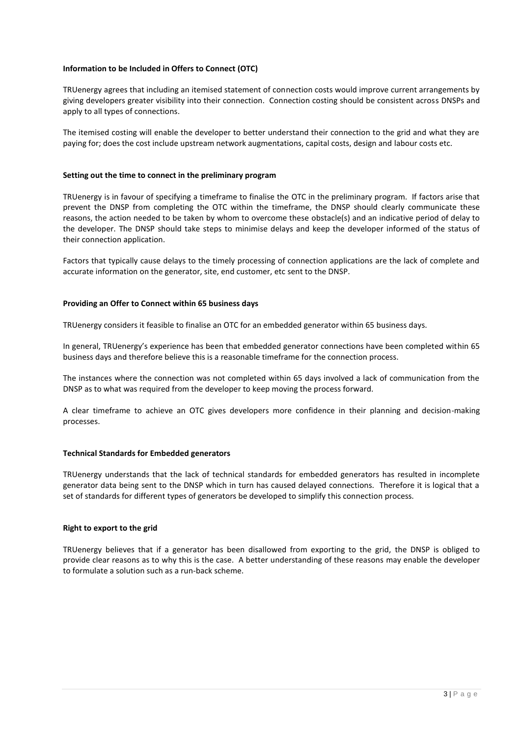**Information to be Included in Offers to Connect (OTC)**

TRUenergy agrees that including an itemised statement of connection costs would improve current arrangements by giving developers greater visibility into their connection. Connection costing should be consistent across DNSPs and apply to all types of connections.

The itemised costing will enable the developer to better understand their connection to the grid and what they are paying for; does the cost include upstream network augmentations, capital costs, design and labour costs etc.

**Setting out the time to connect in the preliminary program**

TRUenergy is in favour of specifying a timeframe to finalise the OTC in the preliminary program. If factors arise that prevent the DNSP from completing the OTC within the timeframe, the DNSP should clearly communicate these reasons, the action needed to be taken by whom to overcome these obstacle(s) and an indicative period of delay to the developer. The DNSP should take steps to minimise delays and keep the developer informed of the status of their connection application.

Factors that typically cause delays to the timely processing of connection applications are the lack of complete and accurate information on the generator, site, end customer, etc sent to the DNSP.

**Providing an Offer to Connect within 65 business days**

TRUenergy considers it feasible to finalise an OTC for an embedded generator within 65 business days.

In general, TRUenergy's experience has been that embedded generator connections have been completed within 65 business days and therefore believe this is a reasonable timeframe for the connection process.

The instances where the connection was not completed within 65 days involved a lack of communication from the DNSP as to what was required from the developer to keep moving the process forward.

A clear timeframe to achieve an OTC gives developers more confidence in their planning and decision-making processes.

**Technical Standards for Embedded generators**

TRUenergy understands that the lack of technical standards for embedded generators has resulted in incomplete generator data being sent to the DNSP which in turn has caused delayed connections. Therefore it is logical that a set of standards for different types of generators be developed to simplify this connection process.

**Right to export to the grid**

TRUenergy believes that if a generator has been disallowed from exporting to the grid, the DNSP is obliged to provide clear reasons as to why this is the case. A better understanding of these reasons may enable the developer to formulate a solution such as a run-back scheme.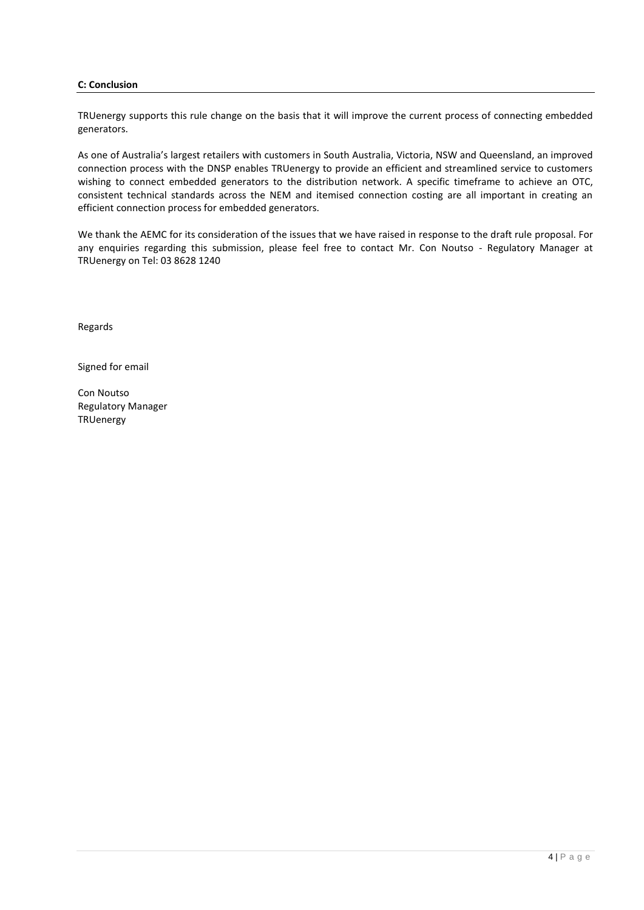**C: Conclusion**

TRUenergy supports this rule change on the basis that it will improve the current process of connecting embedded generators.

As one of Australia's largest retailers with customers in South Australia, Victoria, NSW and Queensland, an improved connection process with the DNSP enables TRUenergy to provide an efficient and streamlined service to customers wishing to connect embedded generators to the distribution network. A specific timeframe to achieve an OTC, consistent technical standards across the NEM and itemised connection costing are all important in creating an efficient connection process for embedded generators.

We thank the AEMC for its consideration of the issues that we have raised in response to the draft rule proposal. For any enquiries regarding this submission, please feel free to contact Mr. Con Noutso - Regulatory Manager at TRUenergy on Tel: 03 8628 1240

Regards

Signed for email

Con Noutso
Regulatory Manager
TRUenergy